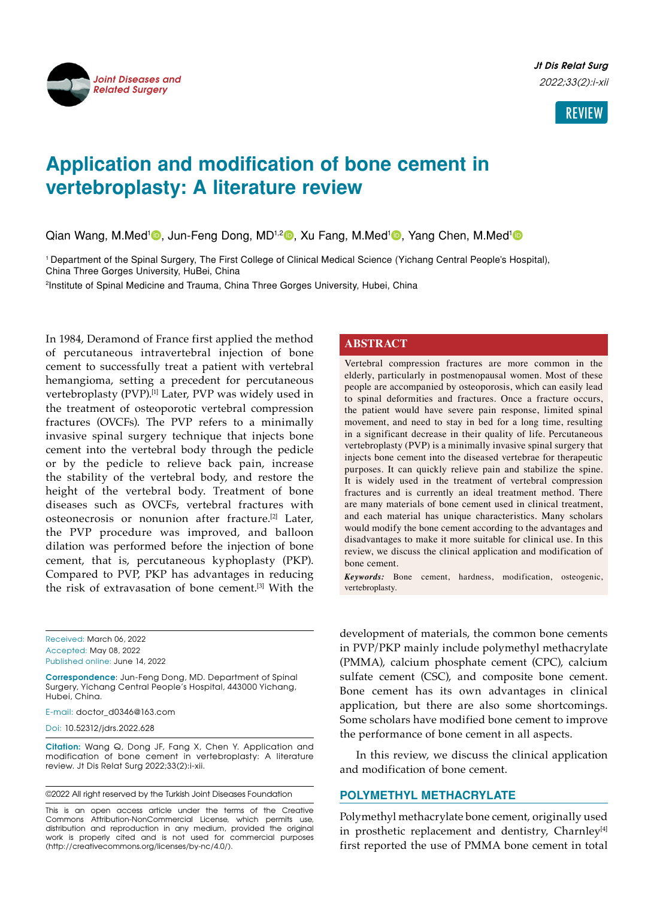REVIEW

# Application and modification of bone cement in vertebroplasty: A literature review

Qian Wang, M.Med[1], Jun-Feng Dong, MD[1,2], Xu Fang, M.Med[1], Yang Chen, M.Med[1]

[1] Department of the Spinal Surgery, The First College of Clinical Medical Science (Yichang Central People's Hospital), China Three Gorges University, HuBei, China

[2]Institute of Spinal Medicine and Trauma, China Three Gorges University, Hubei, China

## ABSTRACT

Vertebral compression fractures are more common in the elderly, particularly in postmenopausal women. Most of these people are accompanied by osteoporosis, which can easily lead to spinal deformities and fractures. Once a fracture occurs, the patient would have severe pain response, limited spinal movement, and need to stay in bed for a long time, resulting in a significant decrease in their quality of life. Percutaneous vertebroplasty (PVP) is a minimally invasive spinal surgery that injects bone cement into the diseased vertebrae for therapeutic purposes. It can quickly relieve pain and stabilize the spine. It is widely used in the treatment of vertebral compression fractures and is currently an ideal treatment method. There are many materials of bone cement used in clinical treatment, and each material has unique characteristics. Many scholars would modify the bone cement according to the advantages and disadvantages to make it more suitable for clinical use. In this review, we discuss the clinical application and modification of bone cement.

***Keywords:*** Bone cement, hardness, modification, osteogenic, vertebroplasty.

In 1984, Deramond of France first applied the method of percutaneous intravertebral injection of bone cement to successfully treat a patient with vertebral hemangioma, setting a precedent for percutaneous vertebroplasty (PVP).[1] Later, PVP was widely used in the treatment of osteoporotic vertebral compression fractures (OVCFs). The PVP refers to a minimally invasive spinal surgery technique that injects bone cement into the vertebral body through the pedicle or by the pedicle to relieve back pain, increase the stability of the vertebral body, and restore the height of the vertebral body. Treatment of bone diseases such as OVCFs, vertebral fractures with osteonecrosis or nonunion after fracture.[2] Later, the PVP procedure was improved, and balloon dilation was performed before the injection of bone cement, that is, percutaneous kyphoplasty (PKP). Compared to PVP, PKP has advantages in reducing the risk of extravasation of bone cement.[3] With the development of materials, the common bone cements in PVP/PKP mainly include polymethyl methacrylate (PMMA), calcium phosphate cement (CPC), calcium sulfate cement (CSC), and composite bone cement. Bone cement has its own advantages in clinical application, but there are also some shortcomings. Some scholars have modified bone cement to improve the performance of bone cement in all aspects.

In this review, we discuss the clinical application and modification of bone cement.

Received: March 06, 2022
Accepted: May 08, 2022
Published online: June 14, 2022

**Correspondence**: Jun-Feng Dong, MD. Department of Spinal Surgery, Yichang Central People's Hospital, 443000 Yichang, Hubei, China.

E-mail: doctor_d0346@163.com

Doi: 10.52312/jdrs.2022.628

**Citation:** Wang Q, Dong JF, Fang X, Chen Y. Application and modification of bone cement in vertebroplasty: A literature review. Jt Dis Relat Surg 2022;33(2):i-xii.

©2022 All right reserved by the Turkish Joint Diseases Foundation

This is an open access article under the terms of the Creative Commons Attribution-NonCommercial License, which permits use, distribution and reproduction in any medium, provided the original work is properly cited and is not used for commercial purposes (http://creativecommons.org/licenses/by-nc/4.0/).

## POLYMETHYL METHACRYLATE

Polymethyl methacrylate bone cement, originally used in prosthetic replacement and dentistry, Charnley[4] first reported the use of PMMA bone cement in total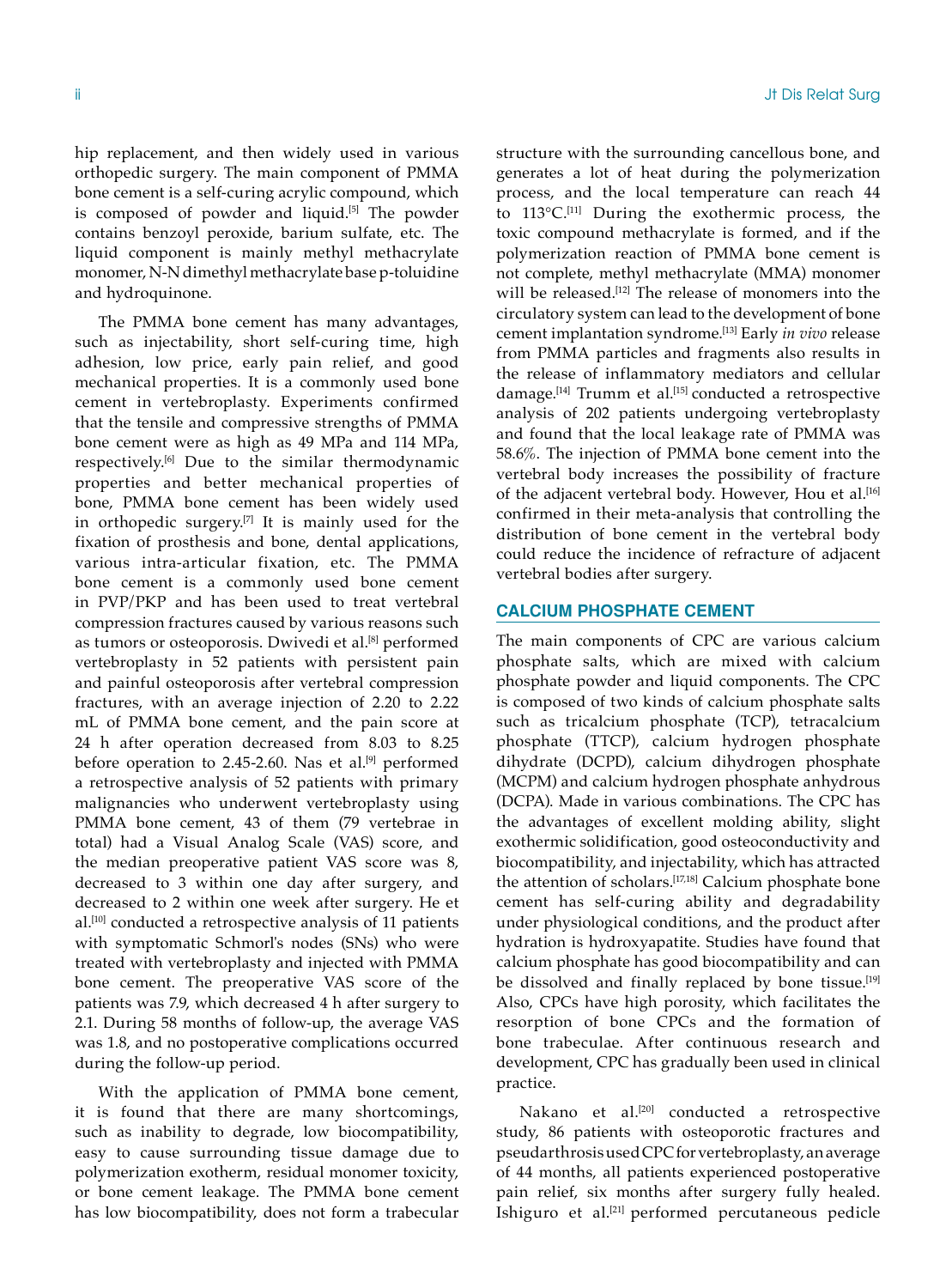hip replacement, and then widely used in various orthopedic surgery. The main component of PMMA bone cement is a self-curing acrylic compound, which is composed of powder and liquid.[5] The powder contains benzoyl peroxide, barium sulfate, etc. The liquid component is mainly methyl methacrylate monomer, N-N dimethyl methacrylate base p-toluidine and hydroquinone.

The PMMA bone cement has many advantages, such as injectability, short self-curing time, high adhesion, low price, early pain relief, and good mechanical properties. It is a commonly used bone cement in vertebroplasty. Experiments confirmed that the tensile and compressive strengths of PMMA bone cement were as high as 49 MPa and 114 MPa, respectively.[6] Due to the similar thermodynamic properties and better mechanical properties of bone, PMMA bone cement has been widely used in orthopedic surgery.[7] It is mainly used for the fixation of prosthesis and bone, dental applications, various intra-articular fixation, etc. The PMMA bone cement is a commonly used bone cement in PVP/PKP and has been used to treat vertebral compression fractures caused by various reasons such as tumors or osteoporosis. Dwivedi et al.[8] performed vertebroplasty in 52 patients with persistent pain and painful osteoporosis after vertebral compression fractures, with an average injection of 2.20 to 2.22 mL of PMMA bone cement, and the pain score at 24 h after operation decreased from 8.03 to 8.25 before operation to 2.45-2.60. Nas et al.[9] performed a retrospective analysis of 52 patients with primary malignancies who underwent vertebroplasty using PMMA bone cement, 43 of them (79 vertebrae in total) had a Visual Analog Scale (VAS) score, and the median preoperative patient VAS score was 8, decreased to 3 within one day after surgery, and decreased to 2 within one week after surgery. He et al.[10] conducted a retrospective analysis of 11 patients with symptomatic Schmorl's nodes (SNs) who were treated with vertebroplasty and injected with PMMA bone cement. The preoperative VAS score of the patients was 7.9, which decreased 4 h after surgery to 2.1. During 58 months of follow-up, the average VAS was 1.8, and no postoperative complications occurred during the follow-up period.

With the application of PMMA bone cement, it is found that there are many shortcomings, such as inability to degrade, low biocompatibility, easy to cause surrounding tissue damage due to polymerization exotherm, residual monomer toxicity, or bone cement leakage. The PMMA bone cement has low biocompatibility, does not form a trabecular structure with the surrounding cancellous bone, and generates a lot of heat during the polymerization process, and the local temperature can reach 44 to 113°C.[11] During the exothermic process, the toxic compound methacrylate is formed, and if the polymerization reaction of PMMA bone cement is not complete, methyl methacrylate (MMA) monomer will be released.[12] The release of monomers into the circulatory system can lead to the development of bone cement implantation syndrome.[13] Early *in vivo* release from PMMA particles and fragments also results in the release of inflammatory mediators and cellular damage.[14] Trumm et al.[15] conducted a retrospective analysis of 202 patients undergoing vertebroplasty and found that the local leakage rate of PMMA was 58.6%. The injection of PMMA bone cement into the vertebral body increases the possibility of fracture of the adjacent vertebral body. However, Hou et al.[16] confirmed in their meta-analysis that controlling the distribution of bone cement in the vertebral body could reduce the incidence of refracture of adjacent vertebral bodies after surgery.

## CALCIUM PHOSPHATE CEMENT

The main components of CPC are various calcium phosphate salts, which are mixed with calcium phosphate powder and liquid components. The CPC is composed of two kinds of calcium phosphate salts such as tricalcium phosphate (TCP), tetracalcium phosphate (TTCP), calcium hydrogen phosphate dihydrate (DCPD), calcium dihydrogen phosphate (MCPM) and calcium hydrogen phosphate anhydrous (DCPA). Made in various combinations. The CPC has the advantages of excellent molding ability, slight exothermic solidification, good osteoconductivity and biocompatibility, and injectability, which has attracted the attention of scholars.[17,18] Calcium phosphate bone cement has self-curing ability and degradability under physiological conditions, and the product after hydration is hydroxyapatite. Studies have found that calcium phosphate has good biocompatibility and can be dissolved and finally replaced by bone tissue.[19] Also, CPCs have high porosity, which facilitates the resorption of bone CPCs and the formation of bone trabeculae. After continuous research and development, CPC has gradually been used in clinical practice.

Nakano et al.[20] conducted a retrospective study, 86 patients with osteoporotic fractures and pseudarthrosis used CPC for vertebroplasty, an average of 44 months, all patients experienced postoperative pain relief, six months after surgery fully healed. Ishiguro et al.[21] performed percutaneous pedicle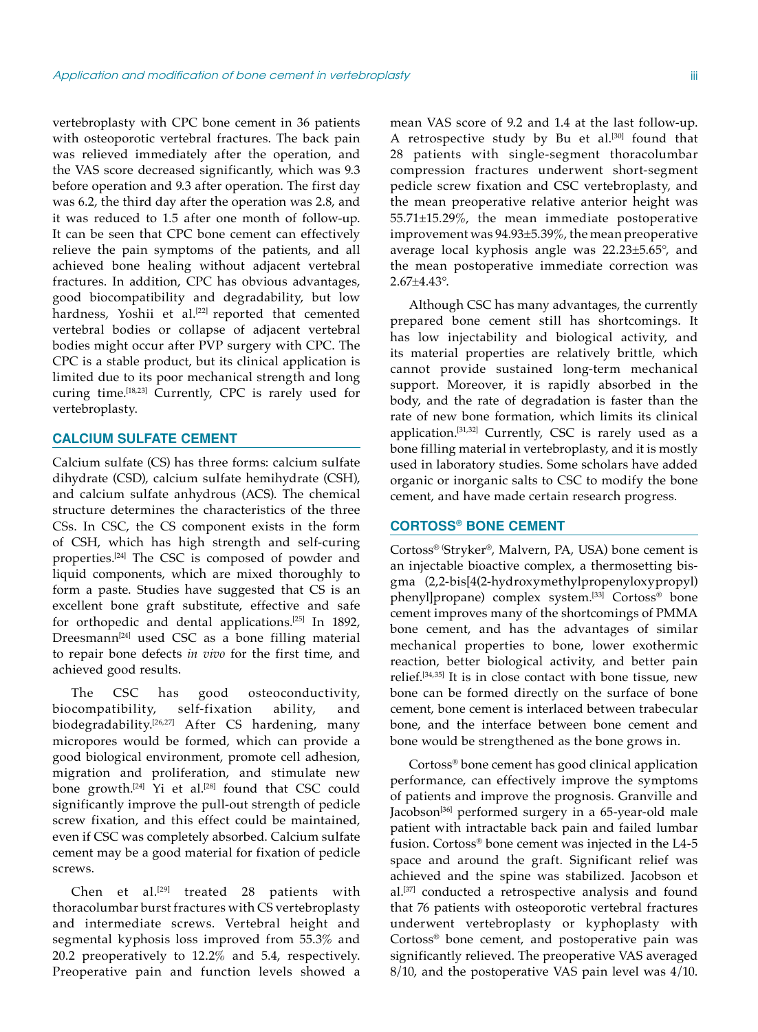vertebroplasty with CPC bone cement in 36 patients with osteoporotic vertebral fractures. The back pain was relieved immediately after the operation, and the VAS score decreased significantly, which was 9.3 before operation and 9.3 after operation. The first day was 6.2, the third day after the operation was 2.8, and it was reduced to 1.5 after one month of follow-up. It can be seen that CPC bone cement can effectively relieve the pain symptoms of the patients, and all achieved bone healing without adjacent vertebral fractures. In addition, CPC has obvious advantages, good biocompatibility and degradability, but low hardness, Yoshii et al.[22] reported that cemented vertebral bodies or collapse of adjacent vertebral bodies might occur after PVP surgery with CPC. The CPC is a stable product, but its clinical application is limited due to its poor mechanical strength and long curing time.[18,23] Currently, CPC is rarely used for vertebroplasty.

## CALCIUM SULFATE CEMENT

Calcium sulfate (CS) has three forms: calcium sulfate dihydrate (CSD), calcium sulfate hemihydrate (CSH), and calcium sulfate anhydrous (ACS). The chemical structure determines the characteristics of the three CSs. In CSC, the CS component exists in the form of CSH, which has high strength and self-curing properties.[24] The CSC is composed of powder and liquid components, which are mixed thoroughly to form a paste. Studies have suggested that CS is an excellent bone graft substitute, effective and safe for orthopedic and dental applications.[25] In 1892, Dreesmann[24] used CSC as a bone filling material to repair bone defects *in vivo* for the first time, and achieved good results.

The CSC has good osteoconductivity, biocompatibility, self-fixation ability, and biodegradability.[26,27] After CS hardening, many micropores would be formed, which can provide a good biological environment, promote cell adhesion, migration and proliferation, and stimulate new bone growth.[24] Yi et al.[28] found that CSC could significantly improve the pull-out strength of pedicle screw fixation, and this effect could be maintained, even if CSC was completely absorbed. Calcium sulfate cement may be a good material for fixation of pedicle screws.

Chen et al.[29] treated 28 patients with thoracolumbar burst fractures with CS vertebroplasty and intermediate screws. Vertebral height and segmental kyphosis loss improved from 55.3% and 20.2 preoperatively to 12.2% and 5.4, respectively. Preoperative pain and function levels showed a mean VAS score of 9.2 and 1.4 at the last follow-up. A retrospective study by Bu et al.[30] found that 28 patients with single-segment thoracolumbar compression fractures underwent short-segment pedicle screw fixation and CSC vertebroplasty, and the mean preoperative relative anterior height was 55.71±15.29%, the mean immediate postoperative improvement was 94.93±5.39%, the mean preoperative average local kyphosis angle was 22.23±5.65°, and the mean postoperative immediate correction was 2.67±4.43°.

Although CSC has many advantages, the currently prepared bone cement still has shortcomings. It has low injectability and biological activity, and its material properties are relatively brittle, which cannot provide sustained long-term mechanical support. Moreover, it is rapidly absorbed in the body, and the rate of degradation is faster than the rate of new bone formation, which limits its clinical application.[31,32] Currently, CSC is rarely used as a bone filling material in vertebroplasty, and it is mostly used in laboratory studies. Some scholars have added organic or inorganic salts to CSC to modify the bone cement, and have made certain research progress.

## CORTOSS® BONE CEMENT

Cortoss® (Stryker®, Malvern, PA, USA) bone cement is an injectable bioactive complex, a thermosetting bis-gma (2,2-bis[4(2-hydroxymethylpropenyloxypropyl) phenyl]propane) complex system.[33] Cortoss® bone cement improves many of the shortcomings of PMMA bone cement, and has the advantages of similar mechanical properties to bone, lower exothermic reaction, better biological activity, and better pain relief.[34,35] It is in close contact with bone tissue, new bone can be formed directly on the surface of bone cement, bone cement is interlaced between trabecular bone, and the interface between bone cement and bone would be strengthened as the bone grows in.

Cortoss® bone cement has good clinical application performance, can effectively improve the symptoms of patients and improve the prognosis. Granville and Jacobson[36] performed surgery in a 65-year-old male patient with intractable back pain and failed lumbar fusion. Cortoss® bone cement was injected in the L4-5 space and around the graft. Significant relief was achieved and the spine was stabilized. Jacobson et al.[37] conducted a retrospective analysis and found that 76 patients with osteoporotic vertebral fractures underwent vertebroplasty or kyphoplasty with Cortoss® bone cement, and postoperative pain was significantly relieved. The preoperative VAS averaged 8/10, and the postoperative VAS pain level was 4/10.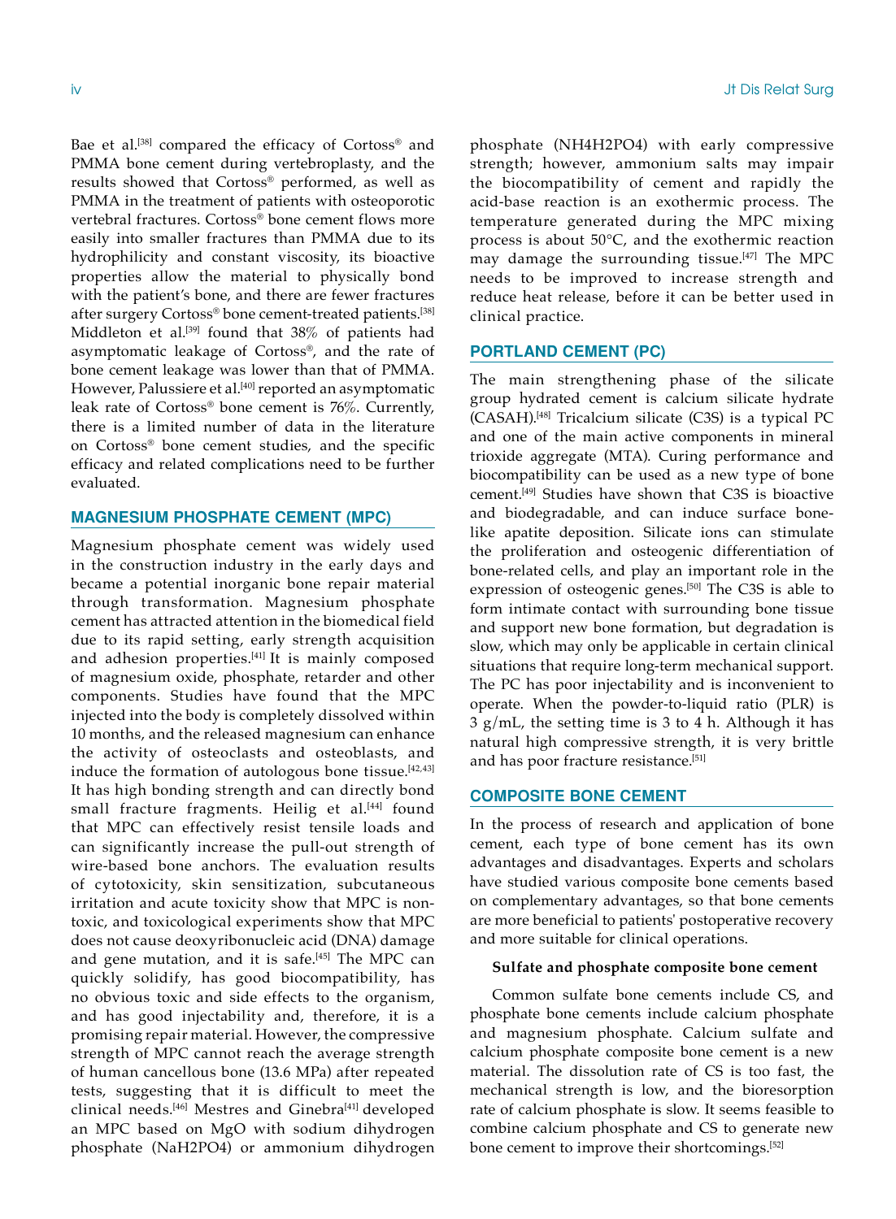Bae et al.[38] compared the efficacy of Cortoss® and PMMA bone cement during vertebroplasty, and the results showed that Cortoss® performed, as well as PMMA in the treatment of patients with osteoporotic vertebral fractures. Cortoss® bone cement flows more easily into smaller fractures than PMMA due to its hydrophilicity and constant viscosity, its bioactive properties allow the material to physically bond with the patient's bone, and there are fewer fractures after surgery Cortoss® bone cement-treated patients.[38] Middleton et al.[39] found that 38% of patients had asymptomatic leakage of Cortoss®, and the rate of bone cement leakage was lower than that of PMMA. However, Palussiere et al.[40] reported an asymptomatic leak rate of Cortoss® bone cement is 76%. Currently, there is a limited number of data in the literature on Cortoss® bone cement studies, and the specific efficacy and related complications need to be further evaluated.

## MAGNESIUM PHOSPHATE CEMENT (MPC)

Magnesium phosphate cement was widely used in the construction industry in the early days and became a potential inorganic bone repair material through transformation. Magnesium phosphate cement has attracted attention in the biomedical field due to its rapid setting, early strength acquisition and adhesion properties.[41] It is mainly composed of magnesium oxide, phosphate, retarder and other components. Studies have found that the MPC injected into the body is completely dissolved within 10 months, and the released magnesium can enhance the activity of osteoclasts and osteoblasts, and induce the formation of autologous bone tissue.[42,43] It has high bonding strength and can directly bond small fracture fragments. Heilig et al.[44] found that MPC can effectively resist tensile loads and can significantly increase the pull-out strength of wire-based bone anchors. The evaluation results of cytotoxicity, skin sensitization, subcutaneous irritation and acute toxicity show that MPC is non-toxic, and toxicological experiments show that MPC does not cause deoxyribonucleic acid (DNA) damage and gene mutation, and it is safe.[45] The MPC can quickly solidify, has good biocompatibility, has no obvious toxic and side effects to the organism, and has good injectability and, therefore, it is a promising repair material. However, the compressive strength of MPC cannot reach the average strength of human cancellous bone (13.6 MPa) after repeated tests, suggesting that it is difficult to meet the clinical needs.[46] Mestres and Ginebra[41] developed an MPC based on MgO with sodium dihydrogen phosphate ($NaH_2PO_4$) or ammonium dihydrogen phosphate ($NH_4H_2PO_4$) with early compressive strength; however, ammonium salts may impair the biocompatibility of cement and rapidly the acid-base reaction is an exothermic process. The temperature generated during the MPC mixing process is about 50°C, and the exothermic reaction may damage the surrounding tissue.[47] The MPC needs to be improved to increase strength and reduce heat release, before it can be better used in clinical practice.

## PORTLAND CEMENT (PC)

The main strengthening phase of the silicate group hydrated cement is calcium silicate hydrate (CASAH).[48] Tricalcium silicate (C3S) is a typical PC and one of the main active components in mineral trioxide aggregate (MTA). Curing performance and biocompatibility can be used as a new type of bone cement.[49] Studies have shown that C3S is bioactive and biodegradable, and can induce surface bone-like apatite deposition. Silicate ions can stimulate the proliferation and osteogenic differentiation of bone-related cells, and play an important role in the expression of osteogenic genes.[50] The C3S is able to form intimate contact with surrounding bone tissue and support new bone formation, but degradation is slow, which may only be applicable in certain clinical situations that require long-term mechanical support. The PC has poor injectability and is inconvenient to operate. When the powder-to-liquid ratio (PLR) is 3 g/mL, the setting time is 3 to 4 h. Although it has natural high compressive strength, it is very brittle and has poor fracture resistance.[51]

## COMPOSITE BONE CEMENT

In the process of research and application of bone cement, each type of bone cement has its own advantages and disadvantages. Experts and scholars have studied various composite bone cements based on complementary advantages, so that bone cements are more beneficial to patients' postoperative recovery and more suitable for clinical operations.

### Sulfate and phosphate composite bone cement

Common sulfate bone cements include CS, and phosphate bone cements include calcium phosphate and magnesium phosphate. Calcium sulfate and calcium phosphate composite bone cement is a new material. The dissolution rate of CS is too fast, the mechanical strength is low, and the bioresorption rate of calcium phosphate is slow. It seems feasible to combine calcium phosphate and CS to generate new bone cement to improve their shortcomings.[52]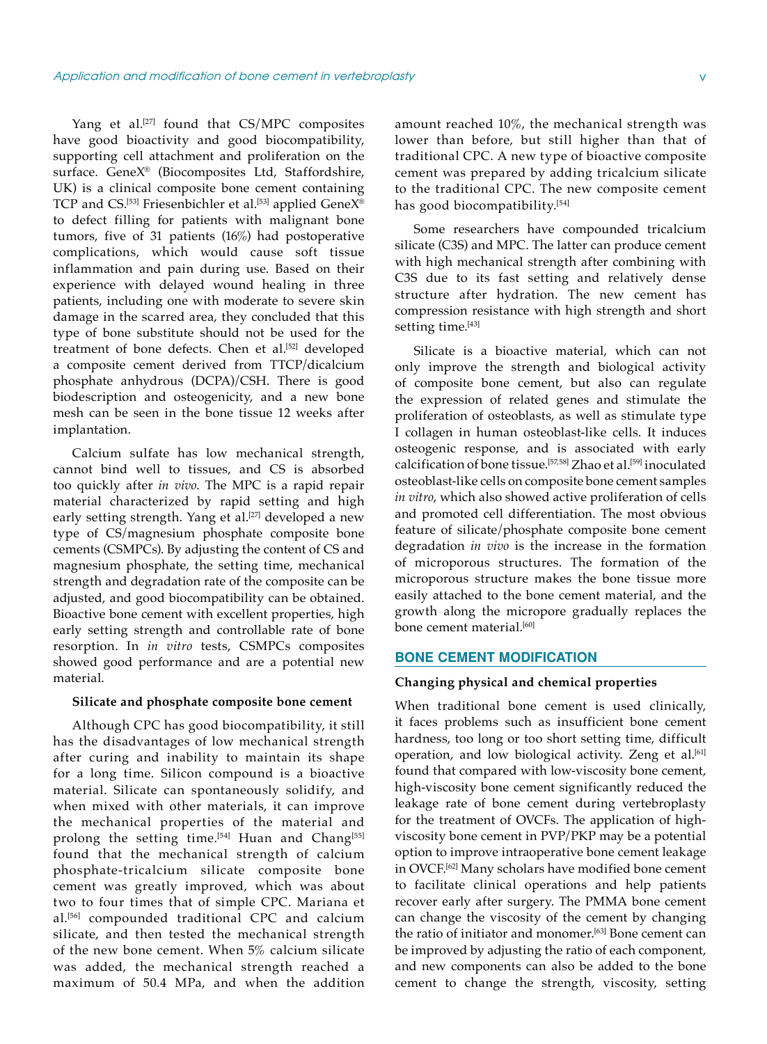Yang et al.[27] found that CS/MPC composites have good bioactivity and good biocompatibility, supporting cell attachment and proliferation on the surface. GeneX® (Biocomposites Ltd, Staffordshire, UK) is a clinical composite bone cement containing TCP and CS.[53] Friesenbichler et al.[53] applied GeneX® to defect filling for patients with malignant bone tumors, five of 31 patients (16%) had postoperative complications, which would cause soft tissue inflammation and pain during use. Based on their experience with delayed wound healing in three patients, including one with moderate to severe skin damage in the scarred area, they concluded that this type of bone substitute should not be used for the treatment of bone defects. Chen et al.[52] developed a composite cement derived from TTCP/dicalcium phosphate anhydrous (DCPA)/CSH. There is good biodescription and osteogenicity, and a new bone mesh can be seen in the bone tissue 12 weeks after implantation.

Calcium sulfate has low mechanical strength, cannot bind well to tissues, and CS is absorbed too quickly after *in vivo*. The MPC is a rapid repair material characterized by rapid setting and high early setting strength. Yang et al.[27] developed a new type of CS/magnesium phosphate composite bone cements (CSMPCs). By adjusting the content of CS and magnesium phosphate, the setting time, mechanical strength and degradation rate of the composite can be adjusted, and good biocompatibility can be obtained. Bioactive bone cement with excellent properties, high early setting strength and controllable rate of bone resorption. In *in vitro* tests, CSMPCs composites showed good performance and are a potential new material.

**Silicate and phosphate composite bone cement**

Although CPC has good biocompatibility, it still has the disadvantages of low mechanical strength after curing and inability to maintain its shape for a long time. Silicon compound is a bioactive material. Silicate can spontaneously solidify, and when mixed with other materials, it can improve the mechanical properties of the material and prolong the setting time.[54] Huan and Chang[55] found that the mechanical strength of calcium phosphate-tricalcium silicate composite bone cement was greatly improved, which was about two to four times that of simple CPC. Mariana et al.[56] compounded traditional CPC and calcium silicate, and then tested the mechanical strength of the new bone cement. When 5% calcium silicate was added, the mechanical strength reached a maximum of 50.4 MPa, and when the addition amount reached 10%, the mechanical strength was lower than before, but still higher than that of traditional CPC. A new type of bioactive composite cement was prepared by adding tricalcium silicate to the traditional CPC. The new composite cement has good biocompatibility.[54]

Some researchers have compounded tricalcium silicate (C3S) and MPC. The latter can produce cement with high mechanical strength after combining with C3S due to its fast setting and relatively dense structure after hydration. The new cement has compression resistance with high strength and short setting time.[43]

Silicate is a bioactive material, which can not only improve the strength and biological activity of composite bone cement, but also can regulate the expression of related genes and stimulate the proliferation of osteoblasts, as well as stimulate type I collagen in human osteoblast-like cells. It induces osteogenic response, and is associated with early calcification of bone tissue.[57,58] Zhao et al.[59] inoculated osteoblast-like cells on composite bone cement samples *in vitro*, which also showed active proliferation of cells and promoted cell differentiation. The most obvious feature of silicate/phosphate composite bone cement degradation *in vivo* is the increase in the formation of microporous structures. The formation of the microporous structure makes the bone tissue more easily attached to the bone cement material, and the growth along the micropore gradually replaces the bone cement material.[60]

## BONE CEMENT MODIFICATION

### Changing physical and chemical properties

When traditional bone cement is used clinically, it faces problems such as insufficient bone cement hardness, too long or too short setting time, difficult operation, and low biological activity. Zeng et al.[61] found that compared with low-viscosity bone cement, high-viscosity bone cement significantly reduced the leakage rate of bone cement during vertebroplasty for the treatment of OVCFs. The application of high-viscosity bone cement in PVP/PKP may be a potential option to improve intraoperative bone cement leakage in OVCF.[62] Many scholars have modified bone cement to facilitate clinical operations and help patients recover early after surgery. The PMMA bone cement can change the viscosity of the cement by changing the ratio of initiator and monomer.[63] Bone cement can be improved by adjusting the ratio of each component, and new components can also be added to the bone cement to change the strength, viscosity, setting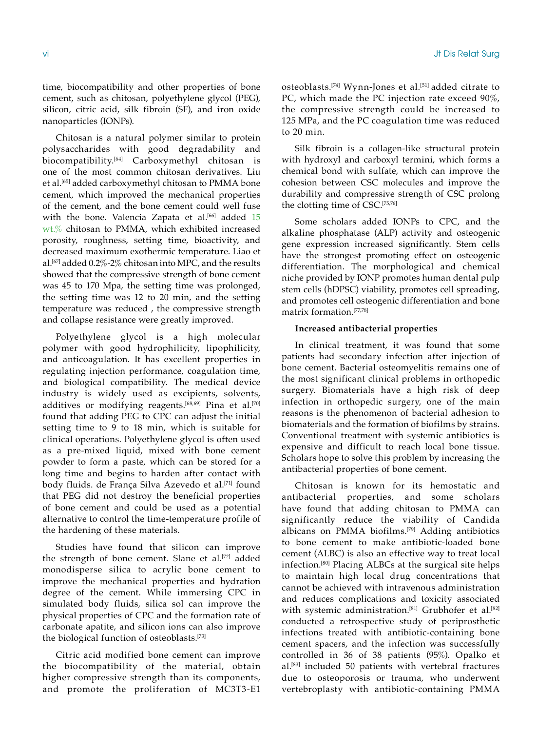time, biocompatibility and other properties of bone cement, such as chitosan, polyethylene glycol (PEG), silicon, citric acid, silk fibroin (SF), and iron oxide nanoparticles (IONPs).

Chitosan is a natural polymer similar to protein polysaccharides with good degradability and biocompatibility.[64] Carboxymethyl chitosan is one of the most common chitosan derivatives. Liu et al.[65] added carboxymethyl chitosan to PMMA bone cement, which improved the mechanical properties of the cement, and the bone cement could well fuse with the bone. Valencia Zapata et al.[66] added 15 wt.% chitosan to PMMA, which exhibited increased porosity, roughness, setting time, bioactivity, and decreased maximum exothermic temperature. Liao et al.[67] added 0.2%-2% chitosan into MPC, and the results showed that the compressive strength of bone cement was 45 to 170 Mpa, the setting time was prolonged, the setting time was 12 to 20 min, and the setting temperature was reduced , the compressive strength and collapse resistance were greatly improved.

Polyethylene glycol is a high molecular polymer with good hydrophilicity, lipophilicity, and anticoagulation. It has excellent properties in regulating injection performance, coagulation time, and biological compatibility. The medical device industry is widely used as excipients, solvents, additives or modifying reagents.[68,69] Pina et al.[70] found that adding PEG to CPC can adjust the initial setting time to 9 to 18 min, which is suitable for clinical operations. Polyethylene glycol is often used as a pre-mixed liquid, mixed with bone cement powder to form a paste, which can be stored for a long time and begins to harden after contact with body fluids. de França Silva Azevedo et al.[71] found that PEG did not destroy the beneficial properties of bone cement and could be used as a potential alternative to control the time-temperature profile of the hardening of these materials.

Studies have found that silicon can improve the strength of bone cement. Slane et al.[72] added monodisperse silica to acrylic bone cement to improve the mechanical properties and hydration degree of the cement. While immersing CPC in simulated body fluids, silica sol can improve the physical properties of CPC and the formation rate of carbonate apatite, and silicon ions can also improve the biological function of osteoblasts.[73]

Citric acid modified bone cement can improve the biocompatibility of the material, obtain higher compressive strength than its components, and promote the proliferation of MC3T3-E1 osteoblasts.[74] Wynn-Jones et al.[51] added citrate to PC, which made the PC injection rate exceed 90%, the compressive strength could be increased to 125 MPa, and the PC coagulation time was reduced to 20 min.

Silk fibroin is a collagen-like structural protein with hydroxyl and carboxyl termini, which forms a chemical bond with sulfate, which can improve the cohesion between CSC molecules and improve the durability and compressive strength of CSC prolong the clotting time of CSC.[75,76]

Some scholars added IONPs to CPC, and the alkaline phosphatase (ALP) activity and osteogenic gene expression increased significantly. Stem cells have the strongest promoting effect on osteogenic differentiation. The morphological and chemical niche provided by IONP promotes human dental pulp stem cells (hDPSC) viability, promotes cell spreading, and promotes cell osteogenic differentiation and bone matrix formation.[77,78]

**Increased antibacterial properties**

In clinical treatment, it was found that some patients had secondary infection after injection of bone cement. Bacterial osteomyelitis remains one of the most significant clinical problems in orthopedic surgery. Biomaterials have a high risk of deep infection in orthopedic surgery, one of the main reasons is the phenomenon of bacterial adhesion to biomaterials and the formation of biofilms by strains. Conventional treatment with systemic antibiotics is expensive and difficult to reach local bone tissue. Scholars hope to solve this problem by increasing the antibacterial properties of bone cement.

Chitosan is known for its hemostatic and antibacterial properties, and some scholars have found that adding chitosan to PMMA can significantly reduce the viability of Candida albicans on PMMA biofilms.[79] Adding antibiotics to bone cement to make antibiotic-loaded bone cement (ALBC) is also an effective way to treat local infection.[80] Placing ALBCs at the surgical site helps to maintain high local drug concentrations that cannot be achieved with intravenous administration and reduces complications and toxicity associated with systemic administration.[81] Grubhofer et al.[82] conducted a retrospective study of periprosthetic infections treated with antibiotic-containing bone cement spacers, and the infection was successfully controlled in 36 of 38 patients (95%). Opalko et al.[83] included 50 patients with vertebral fractures due to osteoporosis or trauma, who underwent vertebroplasty with antibiotic-containing PMMA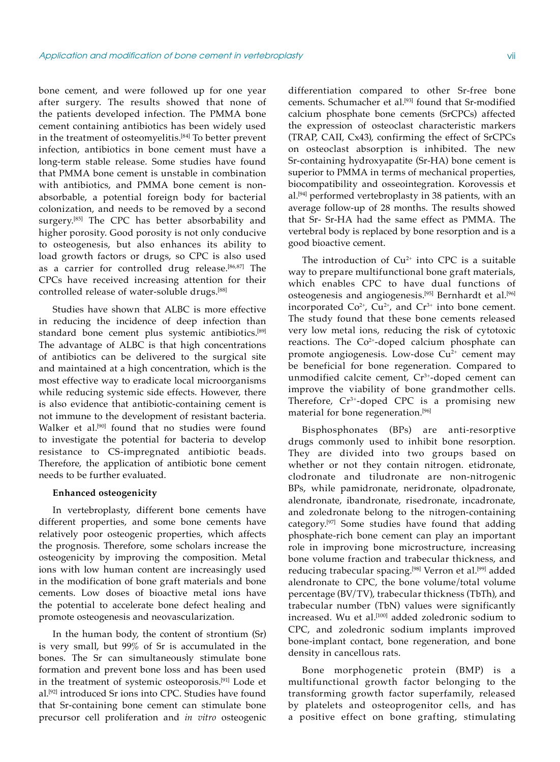bone cement, and were followed up for one year after surgery. The results showed that none of the patients developed infection. The PMMA bone cement containing antibiotics has been widely used in the treatment of osteomyelitis.[84] To better prevent infection, antibiotics in bone cement must have a long-term stable release. Some studies have found that PMMA bone cement is unstable in combination with antibiotics, and PMMA bone cement is non-absorbable, a potential foreign body for bacterial colonization, and needs to be removed by a second surgery.[85] The CPC has better absorbability and higher porosity. Good porosity is not only conducive to osteogenesis, but also enhances its ability to load growth factors or drugs, so CPC is also used as a carrier for controlled drug release.[86,87] The CPCs have received increasing attention for their controlled release of water-soluble drugs.[88]

Studies have shown that ALBC is more effective in reducing the incidence of deep infection than standard bone cement plus systemic antibiotics.[89] The advantage of ALBC is that high concentrations of antibiotics can be delivered to the surgical site and maintained at a high concentration, which is the most effective way to eradicate local microorganisms while reducing systemic side effects. However, there is also evidence that antibiotic-containing cement is not immune to the development of resistant bacteria. Walker et al.[90] found that no studies were found to investigate the potential for bacteria to develop resistance to CS-impregnated antibiotic beads. Therefore, the application of antibiotic bone cement needs to be further evaluated.

### Enhanced osteogenicity

In vertebroplasty, different bone cements have different properties, and some bone cements have relatively poor osteogenic properties, which affects the prognosis. Therefore, some scholars increase the osteogenicity by improving the composition. Metal ions with low human content are increasingly used in the modification of bone graft materials and bone cements. Low doses of bioactive metal ions have the potential to accelerate bone defect healing and promote osteogenesis and neovascularization.

In the human body, the content of strontium (Sr) is very small, but 99% of Sr is accumulated in the bones. The Sr can simultaneously stimulate bone formation and prevent bone loss and has been used in the treatment of systemic osteoporosis.[91] Lode et al.[92] introduced Sr ions into CPC. Studies have found that Sr-containing bone cement can stimulate bone precursor cell proliferation and *in vitro* osteogenic differentiation compared to other Sr-free bone cements. Schumacher et al.[93] found that Sr-modified calcium phosphate bone cements (SrCPCs) affected the expression of osteoclast characteristic markers (TRAP, CAII, Cx43), confirming the effect of SrCPCs on osteoclast absorption is inhibited. The new Sr-containing hydroxyapatite (Sr-HA) bone cement is superior to PMMA in terms of mechanical properties, biocompatibility and osseointegration. Korovessis et al.[94] performed vertebroplasty in 38 patients, with an average follow-up of 28 months. The results showed that Sr- Sr-HA had the same effect as PMMA. The vertebral body is replaced by bone resorption and is a good bioactive cement.

The introduction of $Cu^{2+}$ into CPC is a suitable way to prepare multifunctional bone graft materials, which enables CPC to have dual functions of osteogenesis and angiogenesis.[95] Bernhardt et al.[96] incorporated $Co^{2+}$, $Cu^{2+}$, and $Cr^{3+}$ into bone cement. The study found that these bone cements released very low metal ions, reducing the risk of cytotoxic reactions. The $Co^{2+}$-doped calcium phosphate can promote angiogenesis. Low-dose $Cu^{2+}$ cement may be beneficial for bone regeneration. Compared to unmodified calcite cement, $Cr^{3+}$-doped cement can improve the viability of bone grandmother cells. Therefore, $Cr^{3+}$-doped CPC is a promising new material for bone regeneration.[96]

Bisphosphonates (BPs) are anti-resorptive drugs commonly used to inhibit bone resorption. They are divided into two groups based on whether or not they contain nitrogen. etidronate, clodronate and tiludronate are non-nitrogenic BPs, while pamidronate, neridronate, olpadronate, alendronate, ibandronate, risedronate, incadronate, and zoledronate belong to the nitrogen-containing category.[97] Some studies have found that adding phosphate-rich bone cement can play an important role in improving bone microstructure, increasing bone volume fraction and trabecular thickness, and reducing trabecular spacing.[98] Verron et al.[99] added alendronate to CPC, the bone volume/total volume percentage (BV/TV), trabecular thickness (TbTh), and trabecular number (TbN) values were significantly increased. Wu et al.[100] added zoledronic sodium to CPC, and zoledronic sodium implants improved bone-implant contact, bone regeneration, and bone density in cancellous rats.

Bone morphogenetic protein (BMP) is a multifunctional growth factor belonging to the transforming growth factor superfamily, released by platelets and osteoprogenitor cells, and has a positive effect on bone grafting, stimulating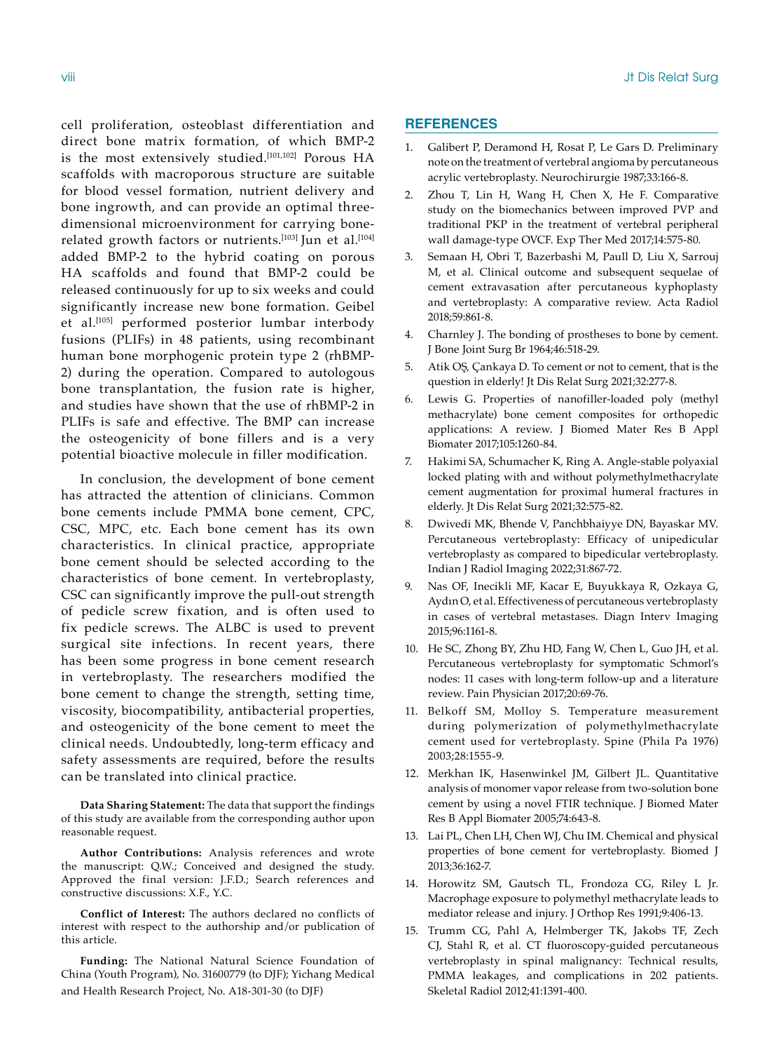cell proliferation, osteoblast differentiation and direct bone matrix formation, of which BMP-2 is the most extensively studied.[101,102] Porous HA scaffolds with macroporous structure are suitable for blood vessel formation, nutrient delivery and bone ingrowth, and can provide an optimal three-dimensional microenvironment for carrying bone-related growth factors or nutrients.[103] Jun et al.[104] added BMP-2 to the hybrid coating on porous HA scaffolds and found that BMP-2 could be released continuously for up to six weeks and could significantly increase new bone formation. Geibel et al.[105] performed posterior lumbar interbody fusions (PLIFs) in 48 patients, using recombinant human bone morphogenic protein type 2 (rhBMP-2) during the operation. Compared to autologous bone transplantation, the fusion rate is higher, and studies have shown that the use of rhBMP-2 in PLIFs is safe and effective. The BMP can increase the osteogenicity of bone fillers and is a very potential bioactive molecule in filler modification.

In conclusion, the development of bone cement has attracted the attention of clinicians. Common bone cements include PMMA bone cement, CPC, CSC, MPC, etc. Each bone cement has its own characteristics. In clinical practice, appropriate bone cement should be selected according to the characteristics of bone cement. In vertebroplasty, CSC can significantly improve the pull-out strength of pedicle screw fixation, and is often used to fix pedicle screws. The ALBC is used to prevent surgical site infections. In recent years, there has been some progress in bone cement research in vertebroplasty. The researchers modified the bone cement to change the strength, setting time, viscosity, biocompatibility, antibacterial properties, and osteogenicity of the bone cement to meet the clinical needs. Undoubtedly, long-term efficacy and safety assessments are required, before the results can be translated into clinical practice.

**Data Sharing Statement:** The data that support the findings of this study are available from the corresponding author upon reasonable request.

**Author Contributions:** Analysis references and wrote the manuscript: Q.W.; Conceived and designed the study. Approved the final version: J.F.D.; Search references and constructive discussions: X.F., Y.C.

**Conflict of Interest:** The authors declared no conflicts of interest with respect to the authorship and/or publication of this article.

**Funding:** The National Natural Science Foundation of China (Youth Program), No. 31600779 (to DJF); Yichang Medical and Health Research Project, No. A18-301-30 (to DJF)

## REFERENCES

1. Galibert P, Deramond H, Rosat P, Le Gars D. Preliminary note on the treatment of vertebral angioma by percutaneous acrylic vertebroplasty. Neurochirurgie 1987;33:166-8.
2. Zhou T, Lin H, Wang H, Chen X, He F. Comparative study on the biomechanics between improved PVP and traditional PKP in the treatment of vertebral peripheral wall damage-type OVCF. Exp Ther Med 2017;14:575-80.
3. Semaan H, Obri T, Bazerbashi M, Paull D, Liu X, Sarrouj M, et al. Clinical outcome and subsequent sequelae of cement extravasation after percutaneous kyphoplasty and vertebroplasty: A comparative review. Acta Radiol 2018;59:861-8.
4. Charnley J. The bonding of prostheses to bone by cement. J Bone Joint Surg Br 1964;46:518-29.
5. Atik OŞ, Çankaya D. To cement or not to cement, that is the question in elderly! Jt Dis Relat Surg 2021;32:277-8.
6. Lewis G. Properties of nanofiller-loaded poly (methyl methacrylate) bone cement composites for orthopedic applications: A review. J Biomed Mater Res B Appl Biomater 2017;105:1260-84.
7. Hakimi SA, Schumacher K, Ring A. Angle-stable polyaxial locked plating with and without polymethylmethacrylate cement augmentation for proximal humeral fractures in elderly. Jt Dis Relat Surg 2021;32:575-82.
8. Dwivedi MK, Bhende V, Panchbhaiyye DN, Bayaskar MV. Percutaneous vertebroplasty: Efficacy of unipedicular vertebroplasty as compared to bipedicular vertebroplasty. Indian J Radiol Imaging 2022;31:867-72.
9. Nas OF, Inecikli MF, Kacar E, Buyukkaya R, Ozkaya G, Aydın O, et al. Effectiveness of percutaneous vertebroplasty in cases of vertebral metastases. Diagn Interv Imaging 2015;96:1161-8.
10. He SC, Zhong BY, Zhu HD, Fang W, Chen L, Guo JH, et al. Percutaneous vertebroplasty for symptomatic Schmorl's nodes: 11 cases with long-term follow-up and a literature review. Pain Physician 2017;20:69-76.
11. Belkoff SM, Molloy S. Temperature measurement during polymerization of polymethylmethacrylate cement used for vertebroplasty. Spine (Phila Pa 1976) 2003;28:1555-9.
12. Merkhan IK, Hasenwinkel JM, Gilbert JL. Quantitative analysis of monomer vapor release from two-solution bone cement by using a novel FTIR technique. J Biomed Mater Res B Appl Biomater 2005;74:643-8.
13. Lai PL, Chen LH, Chen WJ, Chu IM. Chemical and physical properties of bone cement for vertebroplasty. Biomed J 2013;36:162-7.
14. Horowitz SM, Gautsch TL, Frondoza CG, Riley L Jr. Macrophage exposure to polymethyl methacrylate leads to mediator release and injury. J Orthop Res 1991;9:406-13.
15. Trumm CG, Pahl A, Helmberger TK, Jakobs TF, Zech CJ, Stahl R, et al. CT fluoroscopy-guided percutaneous vertebroplasty in spinal malignancy: Technical results, PMMA leakages, and complications in 202 patients. Skeletal Radiol 2012;41:1391-400.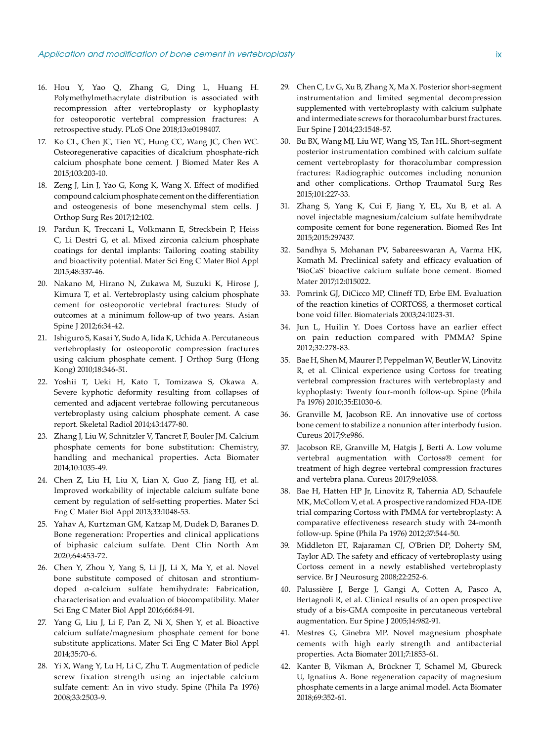16. Hou Y, Yao Q, Zhang G, Ding L, Huang H. Polymethylmethacrylate distribution is associated with recompression after vertebroplasty or kyphoplasty for osteoporotic vertebral compression fractures: A retrospective study. PLoS One 2018;13:e0198407.
17. Ko CL, Chen JC, Tien YC, Hung CC, Wang JC, Chen WC. Osteoregenerative capacities of dicalcium phosphate-rich calcium phosphate bone cement. J Biomed Mater Res A 2015;103:203-10.
18. Zeng J, Lin J, Yao G, Kong K, Wang X. Effect of modified compound calcium phosphate cement on the differentiation and osteogenesis of bone mesenchymal stem cells. J Orthop Surg Res 2017;12:102.
19. Pardun K, Treccani L, Volkmann E, Streckbein P, Heiss C, Li Destri G, et al. Mixed zirconia calcium phosphate coatings for dental implants: Tailoring coating stability and bioactivity potential. Mater Sci Eng C Mater Biol Appl 2015;48:337-46.
20. Nakano M, Hirano N, Zukawa M, Suzuki K, Hirose J, Kimura T, et al. Vertebroplasty using calcium phosphate cement for osteoporotic vertebral fractures: Study of outcomes at a minimum follow-up of two years. Asian Spine J 2012;6:34-42.
21. Ishiguro S, Kasai Y, Sudo A, Iida K, Uchida A. Percutaneous vertebroplasty for osteoporotic compression fractures using calcium phosphate cement. J Orthop Surg (Hong Kong) 2010;18:346-51.
22. Yoshii T, Ueki H, Kato T, Tomizawa S, Okawa A. Severe kyphotic deformity resulting from collapses of cemented and adjacent vertebrae following percutaneous vertebroplasty using calcium phosphate cement. A case report. Skeletal Radiol 2014;43:1477-80.
23. Zhang J, Liu W, Schnitzler V, Tancret F, Bouler JM. Calcium phosphate cements for bone substitution: Chemistry, handling and mechanical properties. Acta Biomater 2014;10:1035-49.
24. Chen Z, Liu H, Liu X, Lian X, Guo Z, Jiang HJ, et al. Improved workability of injectable calcium sulfate bone cement by regulation of self-setting properties. Mater Sci Eng C Mater Biol Appl 2013;33:1048-53.
25. Yahav A, Kurtzman GM, Katzap M, Dudek D, Baranes D. Bone regeneration: Properties and clinical applications of biphasic calcium sulfate. Dent Clin North Am 2020;64:453-72.
26. Chen Y, Zhou Y, Yang S, Li JJ, Li X, Ma Y, et al. Novel bone substitute composed of chitosan and strontium-doped α-calcium sulfate hemihydrate: Fabrication, characterisation and evaluation of biocompatibility. Mater Sci Eng C Mater Biol Appl 2016;66:84-91.
27. Yang G, Liu J, Li F, Pan Z, Ni X, Shen Y, et al. Bioactive calcium sulfate/magnesium phosphate cement for bone substitute applications. Mater Sci Eng C Mater Biol Appl 2014;35:70-6.
28. Yi X, Wang Y, Lu H, Li C, Zhu T. Augmentation of pedicle screw fixation strength using an injectable calcium sulfate cement: An in vivo study. Spine (Phila Pa 1976) 2008;33:2503-9.
29. Chen C, Lv G, Xu B, Zhang X, Ma X. Posterior short-segment instrumentation and limited segmental decompression supplemented with vertebroplasty with calcium sulphate and intermediate screws for thoracolumbar burst fractures. Eur Spine J 2014;23:1548-57.
30. Bu BX, Wang MJ, Liu WF, Wang YS, Tan HL. Short-segment posterior instrumentation combined with calcium sulfate cement vertebroplasty for thoracolumbar compression fractures: Radiographic outcomes including nonunion and other complications. Orthop Traumatol Surg Res 2015;101:227-33.
31. Zhang S, Yang K, Cui F, Jiang Y, EL, Xu B, et al. A novel injectable magnesium/calcium sulfate hemihydrate composite cement for bone regeneration. Biomed Res Int 2015;2015:297437.
32. Sandhya S, Mohanan PV, Sabareeswaran A, Varma HK, Komath M. Preclinical safety and efficacy evaluation of 'BioCaS' bioactive calcium sulfate bone cement. Biomed Mater 2017;12:015022.
33. Pomrink GJ, DiCicco MP, Clineff TD, Erbe EM. Evaluation of the reaction kinetics of CORTOSS, a thermoset cortical bone void filler. Biomaterials 2003;24:1023-31.
34. Jun L, Huilin Y. Does Cortoss have an earlier effect on pain reduction compared with PMMA? Spine 2012;32:278-83.
35. Bae H, Shen M, Maurer P, Peppelman W, Beutler W, Linovitz R, et al. Clinical experience using Cortoss for treating vertebral compression fractures with vertebroplasty and kyphoplasty: Twenty four-month follow-up. Spine (Phila Pa 1976) 2010;35:E1030-6.
36. Granville M, Jacobson RE. An innovative use of cortoss bone cement to stabilize a nonunion after interbody fusion. Cureus 2017;9:e986.
37. Jacobson RE, Granville M, Hatgis J, Berti A. Low volume vertebral augmentation with Cortoss® cement for treatment of high degree vertebral compression fractures and vertebra plana. Cureus 2017;9:e1058.
38. Bae H, Hatten HP Jr, Linovitz R, Tahernia AD, Schaufele MK, McCollom V, et al. A prospective randomized FDA-IDE trial comparing Cortoss with PMMA for vertebroplasty: A comparative effectiveness research study with 24-month follow-up. Spine (Phila Pa 1976) 2012;37:544-50.
39. Middleton ET, Rajaraman CJ, O'Brien DP, Doherty SM, Taylor AD. The safety and efficacy of vertebroplasty using Cortoss cement in a newly established vertebroplasty service. Br J Neurosurg 2008;22:252-6.
40. Palussière J, Berge J, Gangi A, Cotten A, Pasco A, Bertagnoli R, et al. Clinical results of an open prospective study of a bis-GMA composite in percutaneous vertebral augmentation. Eur Spine J 2005;14:982-91.
41. Mestres G, Ginebra MP. Novel magnesium phosphate cements with high early strength and antibacterial properties. Acta Biomater 2011;7:1853-61.
42. Kanter B, Vikman A, Brückner T, Schamel M, Gbureck U, Ignatius A. Bone regeneration capacity of magnesium phosphate cements in a large animal model. Acta Biomater 2018;69:352-61.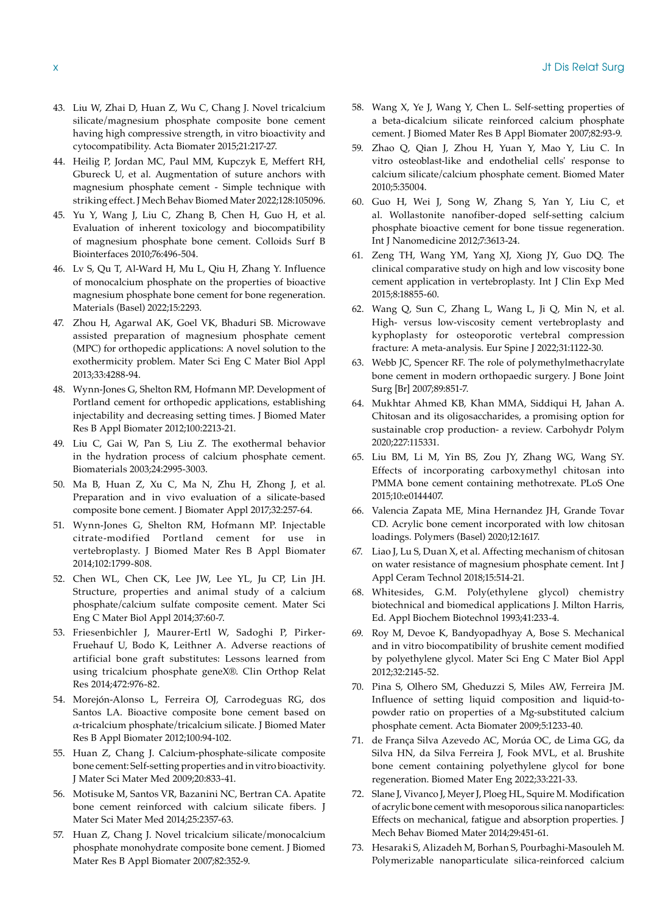43. Liu W, Zhai D, Huan Z, Wu C, Chang J. Novel tricalcium silicate/magnesium phosphate composite bone cement having high compressive strength, in vitro bioactivity and cytocompatibility. Acta Biomater 2015;21:217-27.
44. Heilig P, Jordan MC, Paul MM, Kupczyk E, Meffert RH, Gbureck U, et al. Augmentation of suture anchors with magnesium phosphate cement - Simple technique with striking effect. J Mech Behav Biomed Mater 2022;128:105096.
45. Yu Y, Wang J, Liu C, Zhang B, Chen H, Guo H, et al. Evaluation of inherent toxicology and biocompatibility of magnesium phosphate bone cement. Colloids Surf B Biointerfaces 2010;76:496-504.
46. Lv S, Qu T, Al-Ward H, Mu L, Qiu H, Zhang Y. Influence of monocalcium phosphate on the properties of bioactive magnesium phosphate bone cement for bone regeneration. Materials (Basel) 2022;15:2293.
47. Zhou H, Agarwal AK, Goel VK, Bhaduri SB. Microwave assisted preparation of magnesium phosphate cement (MPC) for orthopedic applications: A novel solution to the exothermicity problem. Mater Sci Eng C Mater Biol Appl 2013;33:4288-94.
48. Wynn-Jones G, Shelton RM, Hofmann MP. Development of Portland cement for orthopedic applications, establishing injectability and decreasing setting times. J Biomed Mater Res B Appl Biomater 2012;100:2213-21.
49. Liu C, Gai W, Pan S, Liu Z. The exothermal behavior in the hydration process of calcium phosphate cement. Biomaterials 2003;24:2995-3003.
50. Ma B, Huan Z, Xu C, Ma N, Zhu H, Zhong J, et al. Preparation and in vivo evaluation of a silicate-based composite bone cement. J Biomater Appl 2017;32:257-64.
51. Wynn-Jones G, Shelton RM, Hofmann MP. Injectable citrate-modified Portland cement for use in vertebroplasty. J Biomed Mater Res B Appl Biomater 2014;102:1799-808.
52. Chen WL, Chen CK, Lee JW, Lee YL, Ju CP, Lin JH. Structure, properties and animal study of a calcium phosphate/calcium sulfate composite cement. Mater Sci Eng C Mater Biol Appl 2014;37:60-7.
53. Friesenbichler J, Maurer-Ertl W, Sadoghi P, Pirker-Fruehauf U, Bodo K, Leithner A. Adverse reactions of artificial bone graft substitutes: Lessons learned from using tricalcium phosphate geneX®. Clin Orthop Relat Res 2014;472:976-82.
54. Morejón-Alonso L, Ferreira OJ, Carrodeguas RG, dos Santos LA. Bioactive composite bone cement based on α-tricalcium phosphate/tricalcium silicate. J Biomed Mater Res B Appl Biomater 2012;100:94-102.
55. Huan Z, Chang J. Calcium-phosphate-silicate composite bone cement: Self-setting properties and in vitro bioactivity. J Mater Sci Mater Med 2009;20:833-41.
56. Motisuke M, Santos VR, Bazanini NC, Bertran CA. Apatite bone cement reinforced with calcium silicate fibers. J Mater Sci Mater Med 2014;25:2357-63.
57. Huan Z, Chang J. Novel tricalcium silicate/monocalcium phosphate monohydrate composite bone cement. J Biomed Mater Res B Appl Biomater 2007;82:352-9.
58. Wang X, Ye J, Wang Y, Chen L. Self-setting properties of a beta-dicalcium silicate reinforced calcium phosphate cement. J Biomed Mater Res B Appl Biomater 2007;82:93-9.
59. Zhao Q, Qian J, Zhou H, Yuan Y, Mao Y, Liu C. In vitro osteoblast-like and endothelial cells' response to calcium silicate/calcium phosphate cement. Biomed Mater 2010;5:35004.
60. Guo H, Wei J, Song W, Zhang S, Yan Y, Liu C, et al. Wollastonite nanofiber-doped self-setting calcium phosphate bioactive cement for bone tissue regeneration. Int J Nanomedicine 2012;7:3613-24.
61. Zeng TH, Wang YM, Yang XJ, Xiong JY, Guo DQ. The clinical comparative study on high and low viscosity bone cement application in vertebroplasty. Int J Clin Exp Med 2015;8:18855-60.
62. Wang Q, Sun C, Zhang L, Wang L, Ji Q, Min N, et al. High- versus low-viscosity cement vertebroplasty and kyphoplasty for osteoporotic vertebral compression fracture: A meta-analysis. Eur Spine J 2022;31:1122-30.
63. Webb JC, Spencer RF. The role of polymethylmethacrylate bone cement in modern orthopaedic surgery. J Bone Joint Surg [Br] 2007;89:851-7.
64. Mukhtar Ahmed KB, Khan MMA, Siddiqui H, Jahan A. Chitosan and its oligosaccharides, a promising option for sustainable crop production- a review. Carbohydr Polym 2020;227:115331.
65. Liu BM, Li M, Yin BS, Zou JY, Zhang WG, Wang SY. Effects of incorporating carboxymethyl chitosan into PMMA bone cement containing methotrexate. PLoS One 2015;10:e0144407.
66. Valencia Zapata ME, Mina Hernandez JH, Grande Tovar CD. Acrylic bone cement incorporated with low chitosan loadings. Polymers (Basel) 2020;12:1617.
67. Liao J, Lu S, Duan X, et al. Affecting mechanism of chitosan on water resistance of magnesium phosphate cement. Int J Appl Ceram Technol 2018;15:514-21.
68. Whitesides, G.M. Poly(ethylene glycol) chemistry biotechnical and biomedical applications J. Milton Harris, Ed. Appl Biochem Biotechnol 1993;41:233-4.
69. Roy M, Devoe K, Bandyopadhyay A, Bose S. Mechanical and in vitro biocompatibility of brushite cement modified by polyethylene glycol. Mater Sci Eng C Mater Biol Appl 2012;32:2145-52.
70. Pina S, Olhero SM, Gheduzzi S, Miles AW, Ferreira JM. Influence of setting liquid composition and liquid-to-powder ratio on properties of a Mg-substituted calcium phosphate cement. Acta Biomater 2009;5:1233-40.
71. de França Silva Azevedo AC, Morúa OC, de Lima GG, da Silva HN, da Silva Ferreira J, Fook MVL, et al. Brushite bone cement containing polyethylene glycol for bone regeneration. Biomed Mater Eng 2022;33:221-33.
72. Slane J, Vivanco J, Meyer J, Ploeg HL, Squire M. Modification of acrylic bone cement with mesoporous silica nanoparticles: Effects on mechanical, fatigue and absorption properties. J Mech Behav Biomed Mater 2014;29:451-61.
73. Hesaraki S, Alizadeh M, Borhan S, Pourbaghi-Masouleh M. Polymerizable nanoparticulate silica-reinforced calcium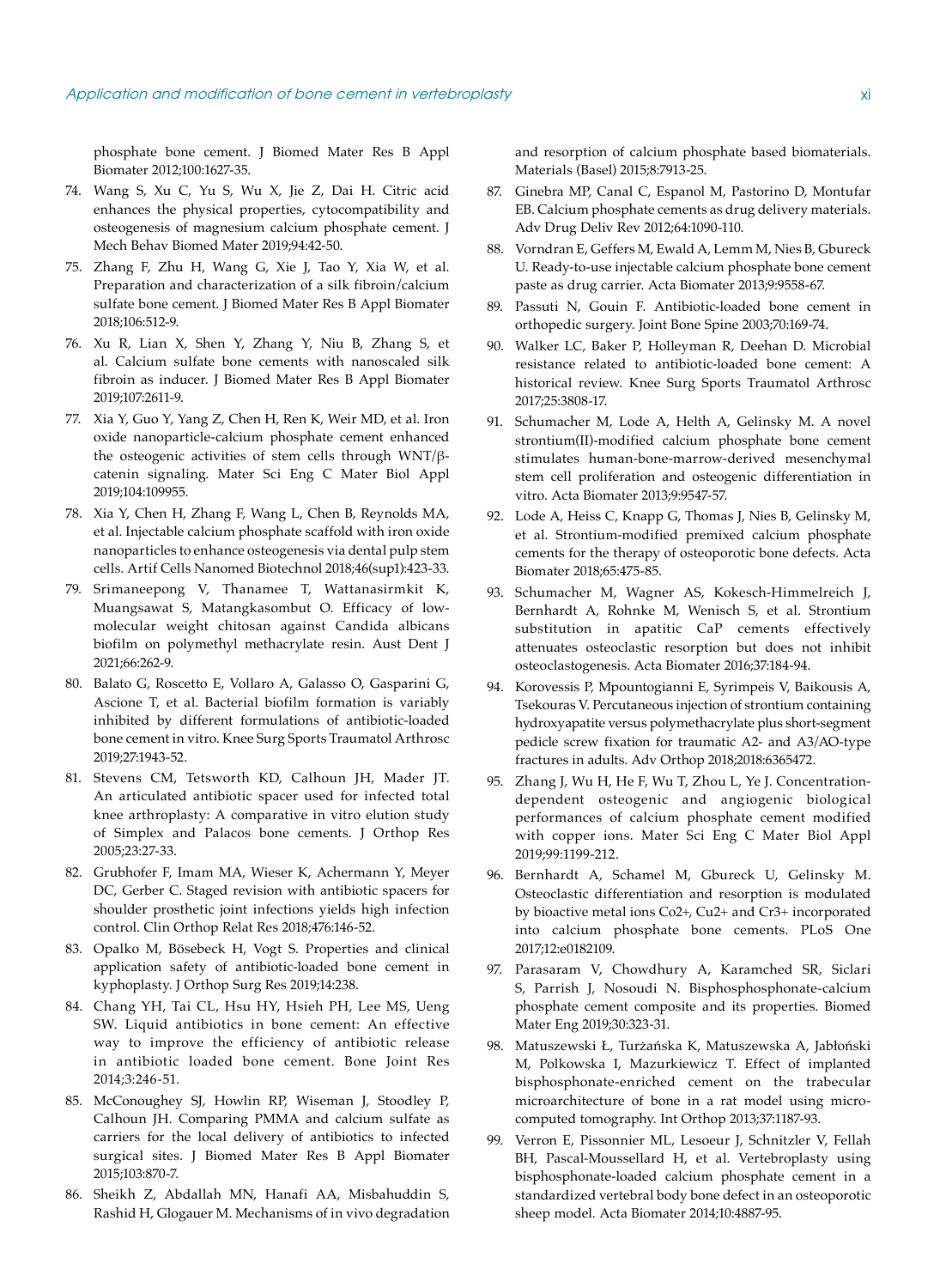phosphate bone cement. J Biomed Mater Res B Appl Biomater 2012;100:1627-35.

74. Wang S, Xu C, Yu S, Wu X, Jie Z, Dai H. Citric acid enhances the physical properties, cytocompatibility and osteogenesis of magnesium calcium phosphate cement. J Mech Behav Biomed Mater 2019;94:42-50.
75. Zhang F, Zhu H, Wang G, Xie J, Tao Y, Xia W, et al. Preparation and characterization of a silk fibroin/calcium sulfate bone cement. J Biomed Mater Res B Appl Biomater 2018;106:512-9.
76. Xu R, Lian X, Shen Y, Zhang Y, Niu B, Zhang S, et al. Calcium sulfate bone cements with nanoscaled silk fibroin as inducer. J Biomed Mater Res B Appl Biomater 2019;107:2611-9.
77. Xia Y, Guo Y, Yang Z, Chen H, Ren K, Weir MD, et al. Iron oxide nanoparticle-calcium phosphate cement enhanced the osteogenic activities of stem cells through WNT/β-catenin signaling. Mater Sci Eng C Mater Biol Appl 2019;104:109955.
78. Xia Y, Chen H, Zhang F, Wang L, Chen B, Reynolds MA, et al. Injectable calcium phosphate scaffold with iron oxide nanoparticles to enhance osteogenesis via dental pulp stem cells. Artif Cells Nanomed Biotechnol 2018;46(sup1):423-33.
79. Srimaneepong V, Thanamee T, Wattanasirmkit K, Muangsawat S, Matangkasombut O. Efficacy of low-molecular weight chitosan against Candida albicans biofilm on polymethyl methacrylate resin. Aust Dent J 2021;66:262-9.
80. Balato G, Roscetto E, Vollaro A, Galasso O, Gasparini G, Ascione T, et al. Bacterial biofilm formation is variably inhibited by different formulations of antibiotic-loaded bone cement in vitro. Knee Surg Sports Traumatol Arthrosc 2019;27:1943-52.
81. Stevens CM, Tetsworth KD, Calhoun JH, Mader JT. An articulated antibiotic spacer used for infected total knee arthroplasty: A comparative in vitro elution study of Simplex and Palacos bone cements. J Orthop Res 2005;23:27-33.
82. Grubhofer F, Imam MA, Wieser K, Achermann Y, Meyer DC, Gerber C. Staged revision with antibiotic spacers for shoulder prosthetic joint infections yields high infection control. Clin Orthop Relat Res 2018;476:146-52.
83. Opalko M, Bösebeck H, Vogt S. Properties and clinical application safety of antibiotic-loaded bone cement in kyphoplasty. J Orthop Surg Res 2019;14:238.
84. Chang YH, Tai CL, Hsu HY, Hsieh PH, Lee MS, Ueng SW. Liquid antibiotics in bone cement: An effective way to improve the efficiency of antibiotic release in antibiotic loaded bone cement. Bone Joint Res 2014;3:246-51.
85. McConoughey SJ, Howlin RP, Wiseman J, Stoodley P, Calhoun JH. Comparing PMMA and calcium sulfate as carriers for the local delivery of antibiotics to infected surgical sites. J Biomed Mater Res B Appl Biomater 2015;103:870-7.
86. Sheikh Z, Abdallah MN, Hanafi AA, Misbahuddin S, Rashid H, Glogauer M. Mechanisms of in vivo degradation and resorption of calcium phosphate based biomaterials. Materials (Basel) 2015;8:7913-25.
87. Ginebra MP, Canal C, Espanol M, Pastorino D, Montufar EB. Calcium phosphate cements as drug delivery materials. Adv Drug Deliv Rev 2012;64:1090-110.
88. Vorndran E, Geffers M, Ewald A, Lemm M, Nies B, Gbureck U. Ready-to-use injectable calcium phosphate bone cement paste as drug carrier. Acta Biomater 2013;9:9558-67.
89. Passuti N, Gouin F. Antibiotic-loaded bone cement in orthopedic surgery. Joint Bone Spine 2003;70:169-74.
90. Walker LC, Baker P, Holleyman R, Deehan D. Microbial resistance related to antibiotic-loaded bone cement: A historical review. Knee Surg Sports Traumatol Arthrosc 2017;25:3808-17.
91. Schumacher M, Lode A, Helth A, Gelinsky M. A novel strontium(II)-modified calcium phosphate bone cement stimulates human-bone-marrow-derived mesenchymal stem cell proliferation and osteogenic differentiation in vitro. Acta Biomater 2013;9:9547-57.
92. Lode A, Heiss C, Knapp G, Thomas J, Nies B, Gelinsky M, et al. Strontium-modified premixed calcium phosphate cements for the therapy of osteoporotic bone defects. Acta Biomater 2018;65:475-85.
93. Schumacher M, Wagner AS, Kokesch-Himmelreich J, Bernhardt A, Rohnke M, Wenisch S, et al. Strontium substitution in apatitic CaP cements effectively attenuates osteoclastic resorption but does not inhibit osteoclastogenesis. Acta Biomater 2016;37:184-94.
94. Korovessis P, Mpountogianni E, Syrimpeis V, Baikousis A, Tsekouras V. Percutaneous injection of strontium containing hydroxyapatite versus polymethacrylate plus short-segment pedicle screw fixation for traumatic A2- and A3/AO-type fractures in adults. Adv Orthop 2018;2018:6365472.
95. Zhang J, Wu H, He F, Wu T, Zhou L, Ye J. Concentration-dependent osteogenic and angiogenic biological performances of calcium phosphate cement modified with copper ions. Mater Sci Eng C Mater Biol Appl 2019;99:1199-212.
96. Bernhardt A, Schamel M, Gbureck U, Gelinsky M. Osteoclastic differentiation and resorption is modulated by bioactive metal ions $Co^{2+}$, $Cu^{2+}$ and $Cr^{3+}$ incorporated into calcium phosphate bone cements. PLoS One 2017;12:e0182109.
97. Parasaram V, Chowdhury A, Karamched SR, Siclari S, Parrish J, Nosoudi N. Bisphosphosphonate-calcium phosphate cement composite and its properties. Biomed Mater Eng 2019;30:323-31.
98. Matuszewski Ł, Turżańska K, Matuszewska A, Jabłoński M, Polkowska I, Mazurkiewicz T. Effect of implanted bisphosphonate-enriched cement on the trabecular microarchitecture of bone in a rat model using micro-computed tomography. Int Orthop 2013;37:1187-93.
99. Verron E, Pissonnier ML, Lesoeur J, Schnitzler V, Fellah BH, Pascal-Moussellard H, et al. Vertebroplasty using bisphosphonate-loaded calcium phosphate cement in a standardized vertebral body bone defect in an osteoporotic sheep model. Acta Biomater 2014;10:4887-95.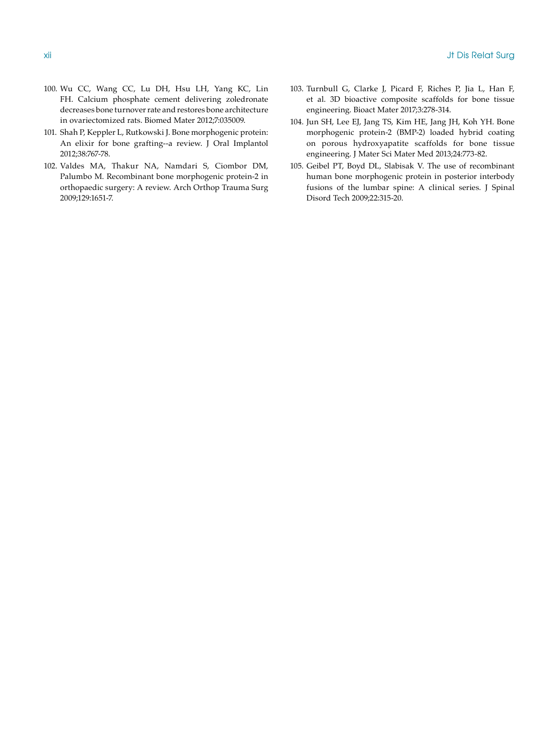100. Wu CC, Wang CC, Lu DH, Hsu LH, Yang KC, Lin FH. Calcium phosphate cement delivering zoledronate decreases bone turnover rate and restores bone architecture in ovariectomized rats. Biomed Mater 2012;7:035009.
101. Shah P, Keppler L, Rutkowski J. Bone morphogenic protein: An elixir for bone grafting--a review. J Oral Implantol 2012;38:767-78.
102. Valdes MA, Thakur NA, Namdari S, Ciombor DM, Palumbo M. Recombinant bone morphogenic protein-2 in orthopaedic surgery: A review. Arch Orthop Trauma Surg 2009;129:1651-7.
103. Turnbull G, Clarke J, Picard F, Riches P, Jia L, Han F, et al. 3D bioactive composite scaffolds for bone tissue engineering. Bioact Mater 2017;3:278-314.
104. Jun SH, Lee EJ, Jang TS, Kim HE, Jang JH, Koh YH. Bone morphogenic protein-2 (BMP-2) loaded hybrid coating on porous hydroxyapatite scaffolds for bone tissue engineering. J Mater Sci Mater Med 2013;24:773-82.
105. Geibel PT, Boyd DL, Slabisak V. The use of recombinant human bone morphogenic protein in posterior interbody fusions of the lumbar spine: A clinical series. J Spinal Disord Tech 2009;22:315-20.